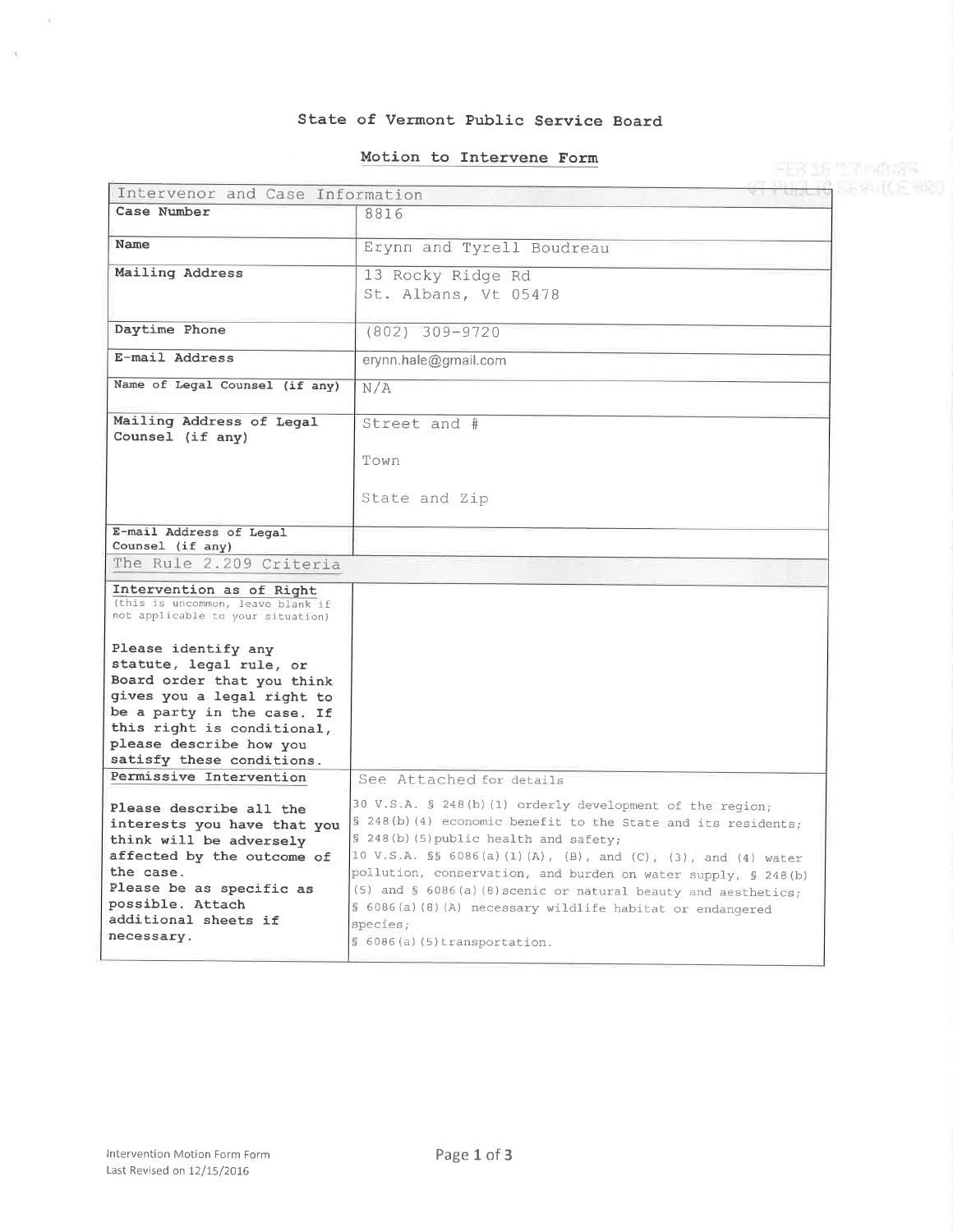# State of Vermont Public Service Board

## Motion to Intervene Form

| Intervenor and Case Information | |
|---|---|
| **Case Number** | 8816 |
| **Name** | Erynn and Tyrell Boudreau |
| **Mailing Address** | 13 Rocky Ridge Rd<br>St. Albans, Vt 05478 |
| **Daytime Phone** | (802) 309-9720 |
| **E-mail Address** | erynn.hale@gmail.com |
| **Name of Legal Counsel (if any)** | N/A |
| **Mailing Address of Legal Counsel (if any)** | Street and #<br><br>Town<br><br>State and Zip |
| **E-mail Address of Legal Counsel (if any)** | |
| **The Rule 2.209 Criteria** | |
| **Intervention as of Right**<br>(this is uncommon, leave blank if not applicable to your situation)<br><br>Please identify any statute, legal rule, or Board order that you think gives you a legal right to be a party in the case. If this right is conditional, please describe how you satisfy these conditions. | |
| **Permissive Intervention**<br><br>Please describe all the interests you have that you think will be adversely affected by the outcome of the case.<br>Please be as specific as possible. Attach additional sheets if necessary. | See Attached for details<br><br>30 V.S.A. § 248(b)(1) orderly development of the region;<br>§ 248(b)(4) economic benefit to the State and its residents;<br>§ 248(b)(5) public health and safety;<br>10 V.S.A. §§ 6086(a)(1)(A), (B), and (C), (3), and (4) water pollution, conservation, and burden on water supply, § 248(b)(5) and § 6086(a)(8) scenic or natural beauty and aesthetics;<br>§ 6086(a)(8)(A) necessary wildlife habitat or endangered species;<br>§ 6086(a)(5) transportation. |

Intervention Motion Form Form
Last Revised on 12/15/2016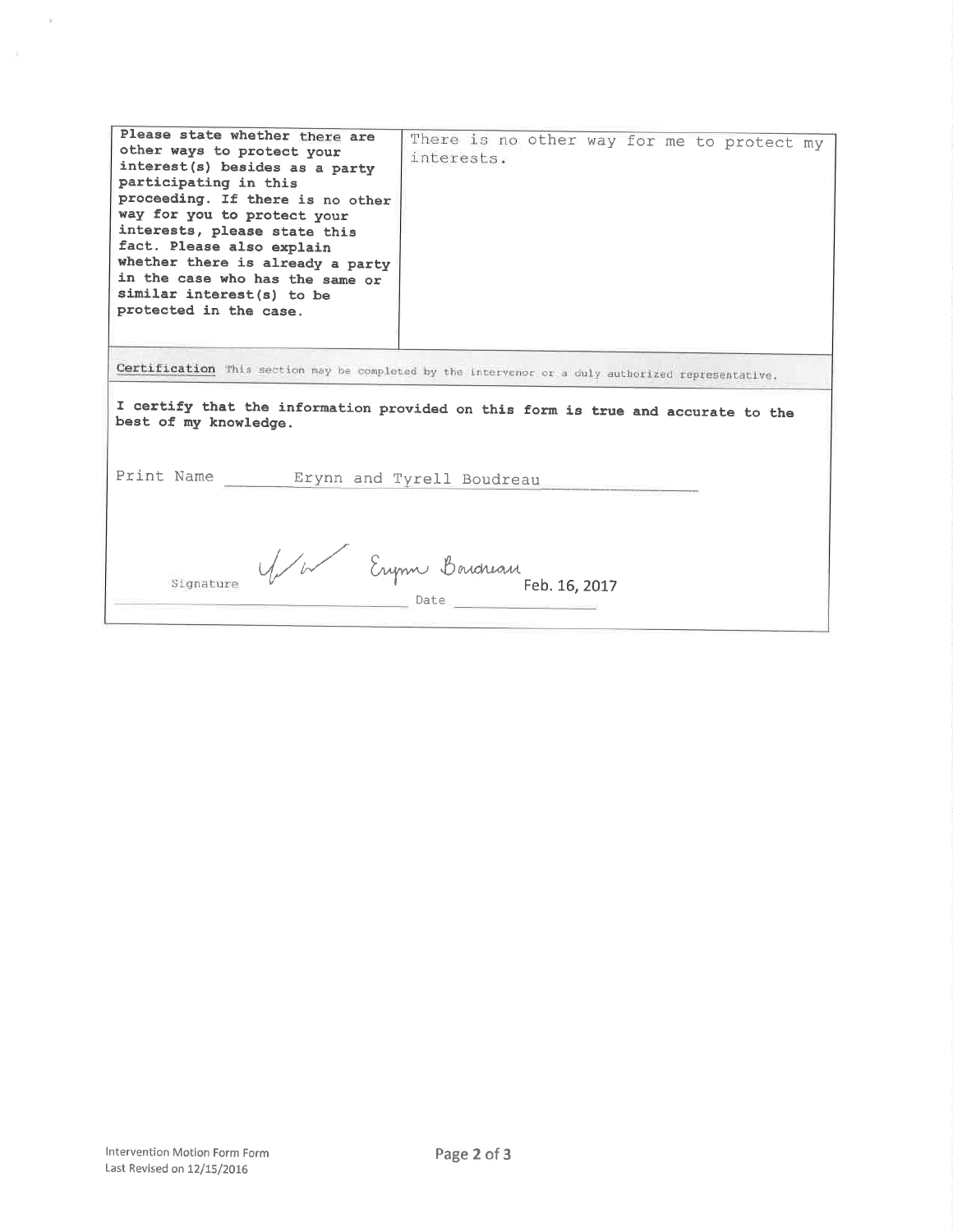| | |
|---|---|
| **Please state whether there are other ways to protect your interest(s) besides as a party participating in this proceeding. If there is no other way for you to protect your interests, please state this fact. Please also explain whether there is already a party in the case who has the same or similar interest(s) to be protected in the case.** | There is no other way for me to protect my interests. |

**Certification** This section may be completed by the intervenor or a duly authorized representative.

**I certify that the information provided on this form is true and accurate to the best of my knowledge.**

Print Name Erynn and Tyrell Boudreau

Signature Erynn Boudreau Date Feb. 16, 2017

Intervention Motion Form Form
Last Revised on 12/15/2016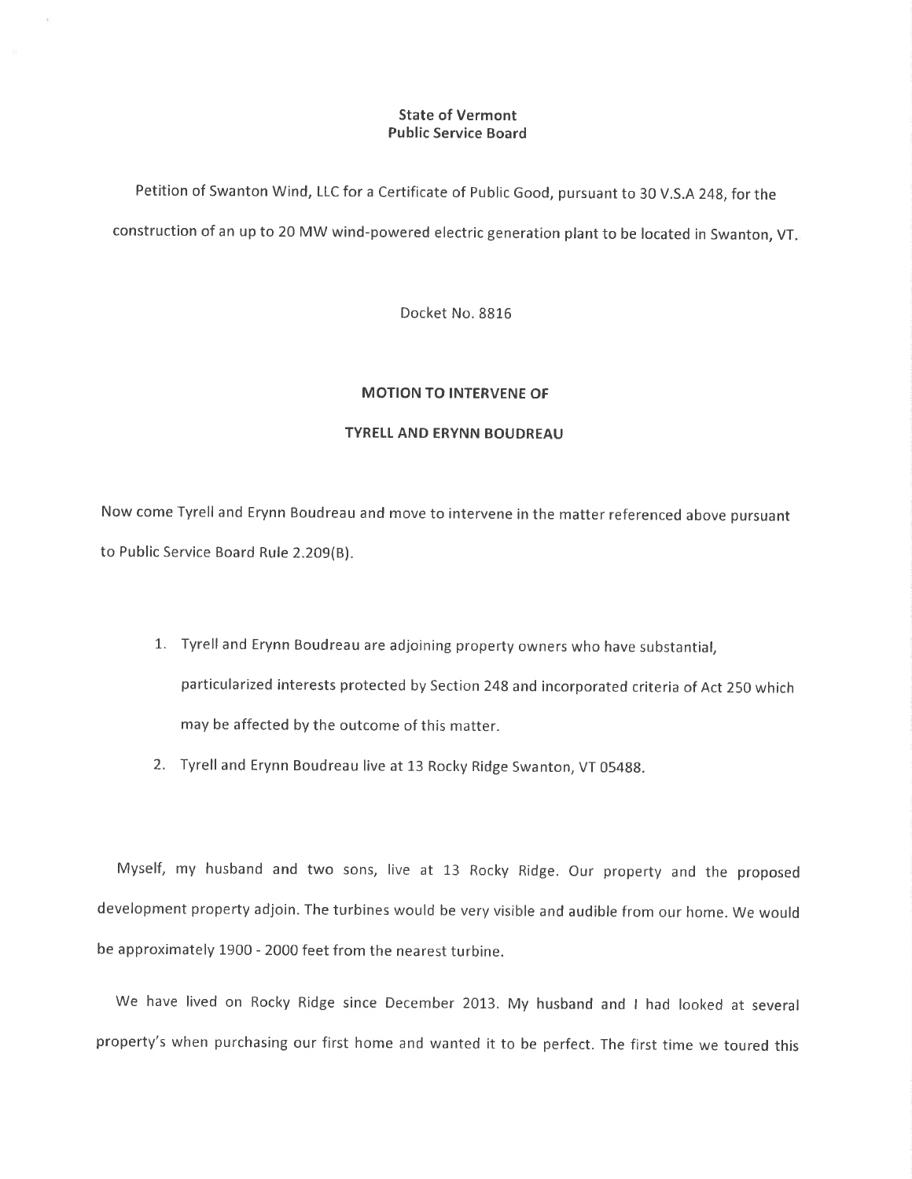**State of Vermont**
**Public Service Board**

Petition of Swanton Wind, LLC for a Certificate of Public Good, pursuant to 30 V.S.A 248, for the construction of an up to 20 MW wind-powered electric generation plant to be located in Swanton, VT.

Docket No. 8816

**MOTION TO INTERVENE OF**

**TYRELL AND ERYNN BOUDREAU**

Now come Tyrell and Erynn Boudreau and move to intervene in the matter referenced above pursuant to Public Service Board Rule 2.209(B).

1. Tyrell and Erynn Boudreau are adjoining property owners who have substantial, particularized interests protected by Section 248 and incorporated criteria of Act 250 which may be affected by the outcome of this matter.
2. Tyrell and Erynn Boudreau live at 13 Rocky Ridge Swanton, VT 05488.

Myself, my husband and two sons, live at 13 Rocky Ridge. Our property and the proposed development property adjoin. The turbines would be very visible and audible from our home. We would be approximately 1900 - 2000 feet from the nearest turbine.

We have lived on Rocky Ridge since December 2013. My husband and I had looked at several property's when purchasing our first home and wanted it to be perfect. The first time we toured this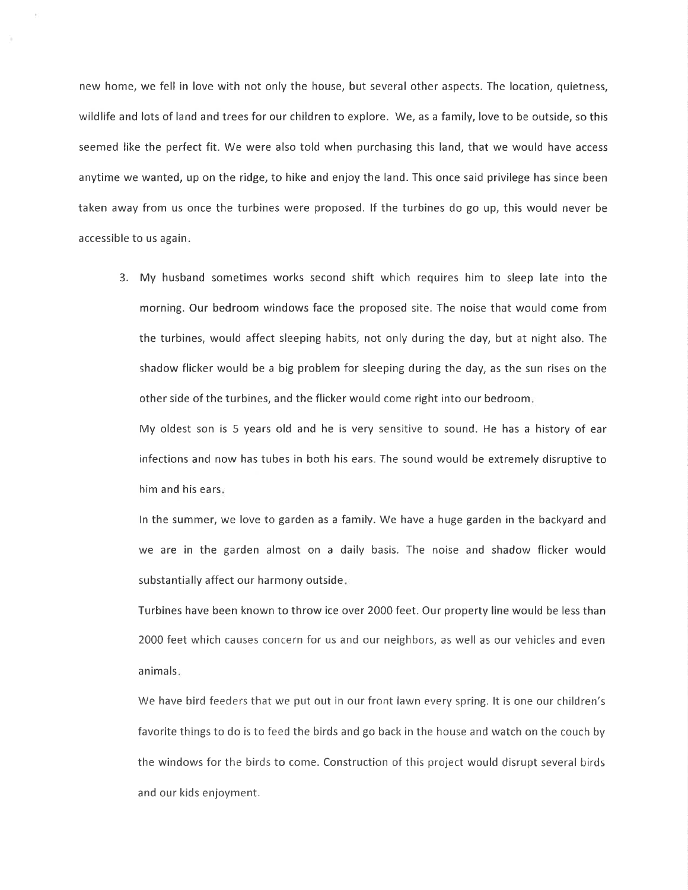new home, we fell in love with not only the house, but several other aspects. The location, quietness, wildlife and lots of land and trees for our children to explore. We, as a family, love to be outside, so this seemed like the perfect fit. We were also told when purchasing this land, that we would have access anytime we wanted, up on the ridge, to hike and enjoy the land. This once said privilege has since been taken away from us once the turbines were proposed. If the turbines do go up, this would never be accessible to us again.

3. My husband sometimes works second shift which requires him to sleep late into the morning. Our bedroom windows face the proposed site. The noise that would come from the turbines, would affect sleeping habits, not only during the day, but at night also. The shadow flicker would be a big problem for sleeping during the day, as the sun rises on the other side of the turbines, and the flicker would come right into our bedroom.

   My oldest son is 5 years old and he is very sensitive to sound. He has a history of ear infections and now has tubes in both his ears. The sound would be extremely disruptive to him and his ears.

   In the summer, we love to garden as a family. We have a huge garden in the backyard and we are in the garden almost on a daily basis. The noise and shadow flicker would substantially affect our harmony outside.

   Turbines have been known to throw ice over 2000 feet. Our property line would be less than 2000 feet which causes concern for us and our neighbors, as well as our vehicles and even animals.

   We have bird feeders that we put out in our front lawn every spring. It is one our children's favorite things to do is to feed the birds and go back in the house and watch on the couch by the windows for the birds to come. Construction of this project would disrupt several birds and our kids enjoyment.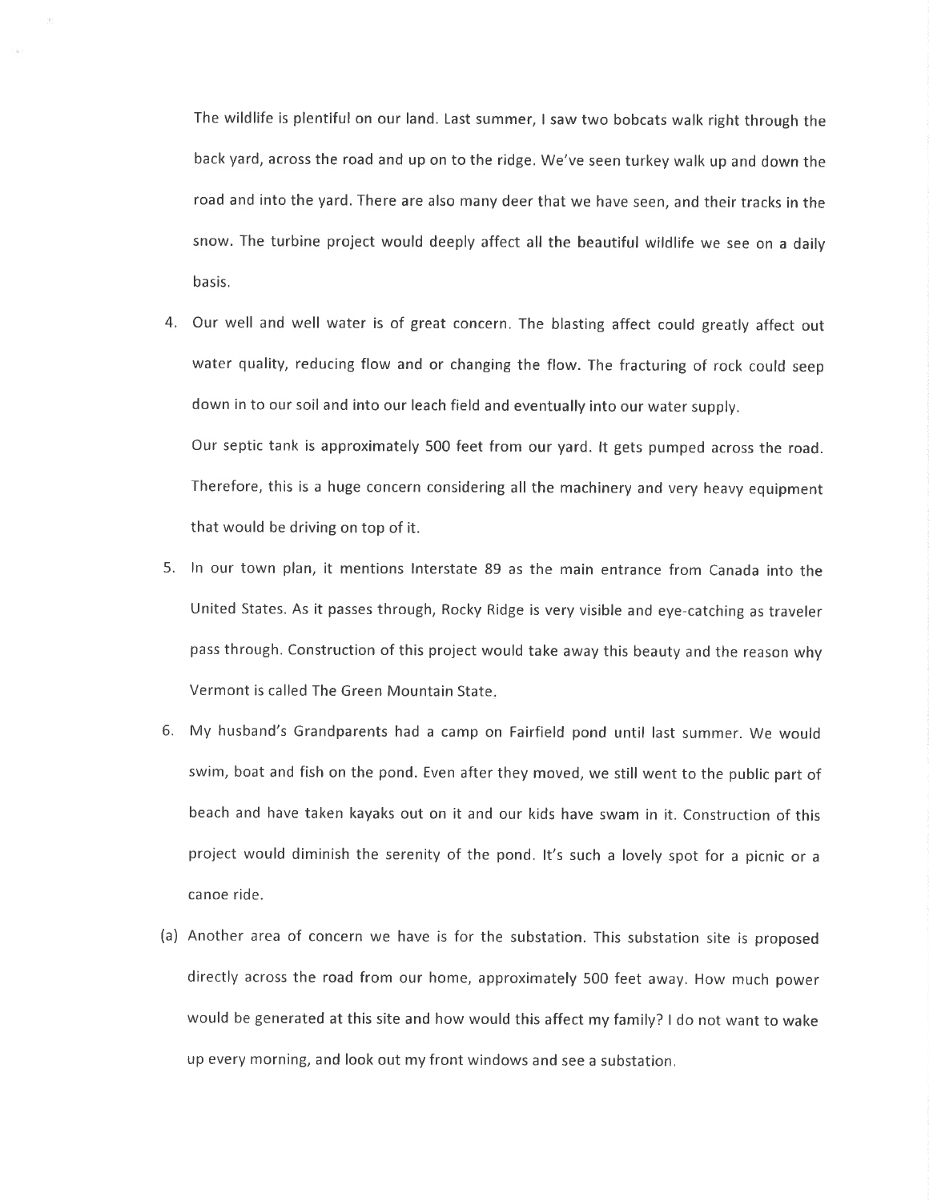The wildlife is plentiful on our land. Last summer, I saw two bobcats walk right through the back yard, across the road and up on to the ridge. We've seen turkey walk up and down the road and into the yard. There are also many deer that we have seen, and their tracks in the snow. The turbine project would deeply affect all the beautiful wildlife we see on a daily basis.

4. Our well and well water is of great concern. The blasting affect could greatly affect out water quality, reducing flow and or changing the flow. The fracturing of rock could seep down in to our soil and into our leach field and eventually into our water supply.

   Our septic tank is approximately 500 feet from our yard. It gets pumped across the road. Therefore, this is a huge concern considering all the machinery and very heavy equipment that would be driving on top of it.

5. In our town plan, it mentions Interstate 89 as the main entrance from Canada into the United States. As it passes through, Rocky Ridge is very visible and eye-catching as traveler pass through. Construction of this project would take away this beauty and the reason why Vermont is called The Green Mountain State.

6. My husband's Grandparents had a camp on Fairfield pond until last summer. We would swim, boat and fish on the pond. Even after they moved, we still went to the public part of beach and have taken kayaks out on it and our kids have swam in it. Construction of this project would diminish the serenity of the pond. It's such a lovely spot for a picnic or a canoe ride.

(a) Another area of concern we have is for the substation. This substation site is proposed directly across the road from our home, approximately 500 feet away. How much power would be generated at this site and how would this affect my family? I do not want to wake up every morning, and look out my front windows and see a substation.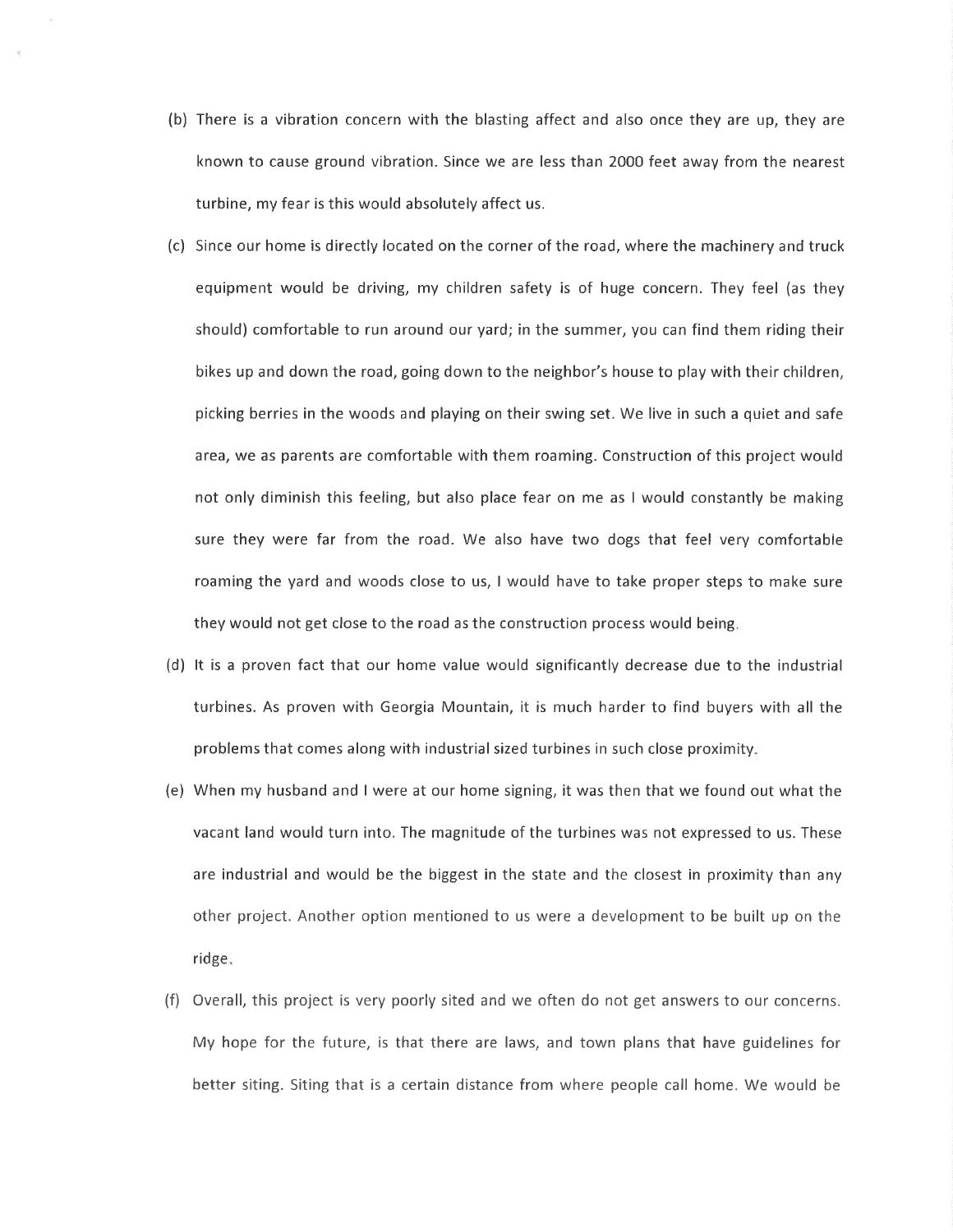(b) There is a vibration concern with the blasting affect and also once they are up, they are known to cause ground vibration. Since we are less than 2000 feet away from the nearest turbine, my fear is this would absolutely affect us.

(c) Since our home is directly located on the corner of the road, where the machinery and truck equipment would be driving, my children safety is of huge concern. They feel (as they should) comfortable to run around our yard; in the summer, you can find them riding their bikes up and down the road, going down to the neighbor's house to play with their children, picking berries in the woods and playing on their swing set. We live in such a quiet and safe area, we as parents are comfortable with them roaming. Construction of this project would not only diminish this feeling, but also place fear on me as I would constantly be making sure they were far from the road. We also have two dogs that feel very comfortable roaming the yard and woods close to us, I would have to take proper steps to make sure they would not get close to the road as the construction process would being.

(d) It is a proven fact that our home value would significantly decrease due to the industrial turbines. As proven with Georgia Mountain, it is much harder to find buyers with all the problems that comes along with industrial sized turbines in such close proximity.

(e) When my husband and I were at our home signing, it was then that we found out what the vacant land would turn into. The magnitude of the turbines was not expressed to us. These are industrial and would be the biggest in the state and the closest in proximity than any other project. Another option mentioned to us were a development to be built up on the ridge.

(f) Overall, this project is very poorly sited and we often do not get answers to our concerns. My hope for the future, is that there are laws, and town plans that have guidelines for better siting. Siting that is a certain distance from where people call home. We would be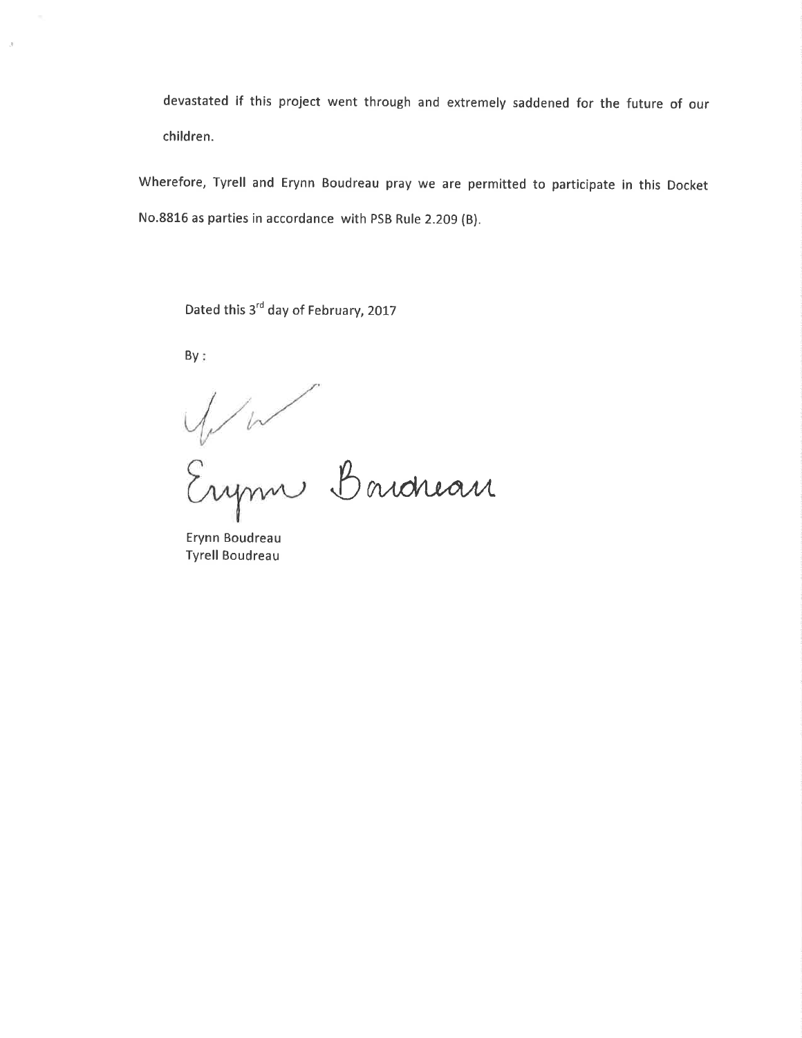devastated if this project went through and extremely saddened for the future of our children.

Wherefore, Tyrell and Erynn Boudreau pray we are permitted to participate in this Docket No.8816 as parties in accordance with PSB Rule 2.209 (B).

Dated this 3rd day of February, 2017

By :

Erynn Boudreau
Tyrell Boudreau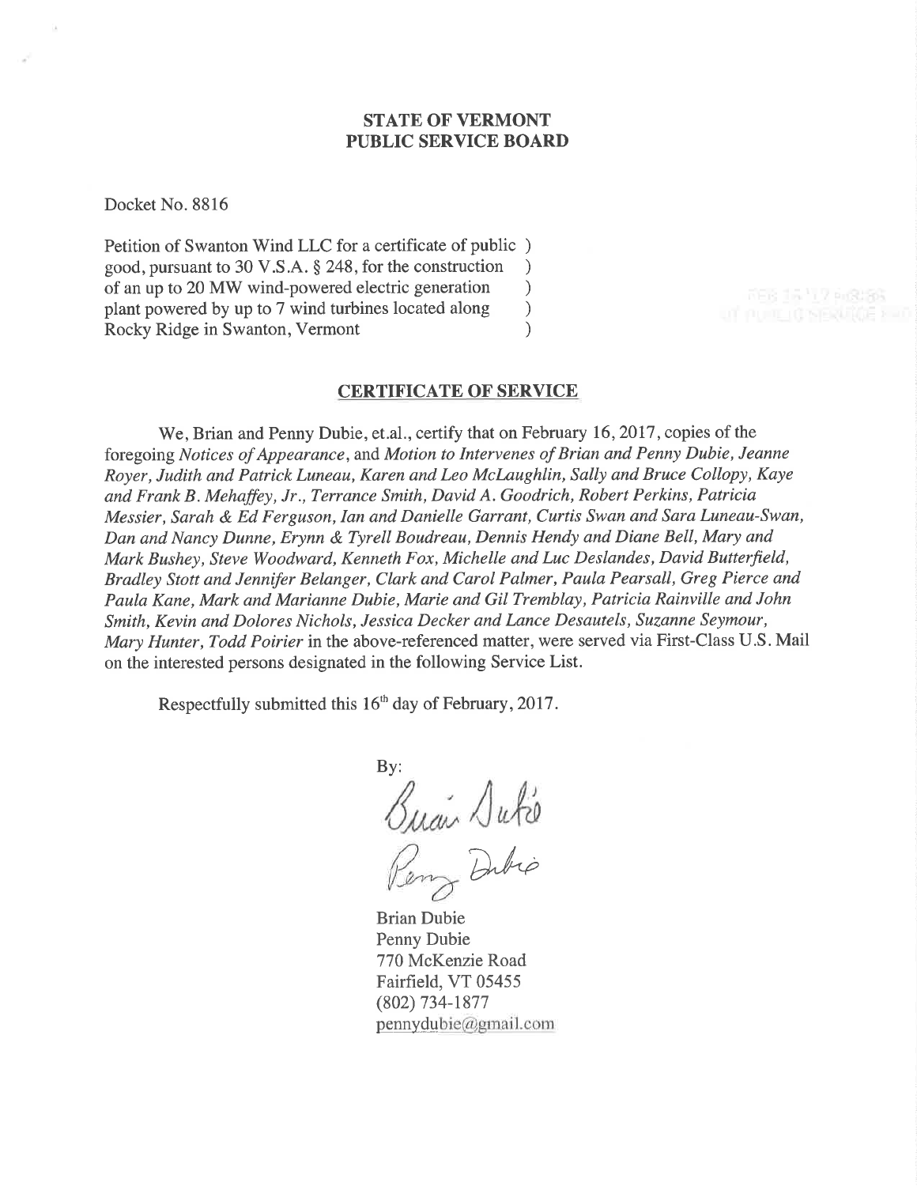**STATE OF VERMONT**
**PUBLIC SERVICE BOARD**

Docket No. 8816

Petition of Swanton Wind LLC for a certificate of public )
good, pursuant to 30 V.S.A. § 248, for the construction )
of an up to 20 MW wind-powered electric generation )
plant powered by up to 7 wind turbines located along )
Rocky Ridge in Swanton, Vermont )

## CERTIFICATE OF SERVICE

We, Brian and Penny Dubie, et.al., certify that on February 16, 2017, copies of the foregoing *Notices of Appearance*, and *Motion to Intervenes of Brian and Penny Dubie, Jeanne Royer, Judith and Patrick Luneau, Karen and Leo McLaughlin, Sally and Bruce Collopy, Kaye and Frank B. Mehaffey, Jr., Terrance Smith, David A. Goodrich, Robert Perkins, Patricia Messier, Sarah & Ed Ferguson, Ian and Danielle Garrant, Curtis Swan and Sara Luneau-Swan, Dan and Nancy Dunne, Erynn & Tyrell Boudreau, Dennis Hendy and Diane Bell, Mary and Mark Bushey, Steve Woodward, Kenneth Fox, Michelle and Luc Deslandes, David Butterfield, Bradley Stott and Jennifer Belanger, Clark and Carol Palmer, Paula Pearsall, Greg Pierce and Paula Kane, Mark and Marianne Dubie, Marie and Gil Tremblay, Patricia Rainville and John Smith, Kevin and Dolores Nichols, Jessica Decker and Lance Desautels, Suzanne Seymour, Mary Hunter, Todd Poirier* in the above-referenced matter, were served via First-Class U.S. Mail on the interested persons designated in the following Service List.

Respectfully submitted this 16th day of February, 2017.

By:

Brian Dubie
Penny Dubie
770 McKenzie Road
Fairfield, VT 05455
(802) 734-1877
pennydubie@gmail.com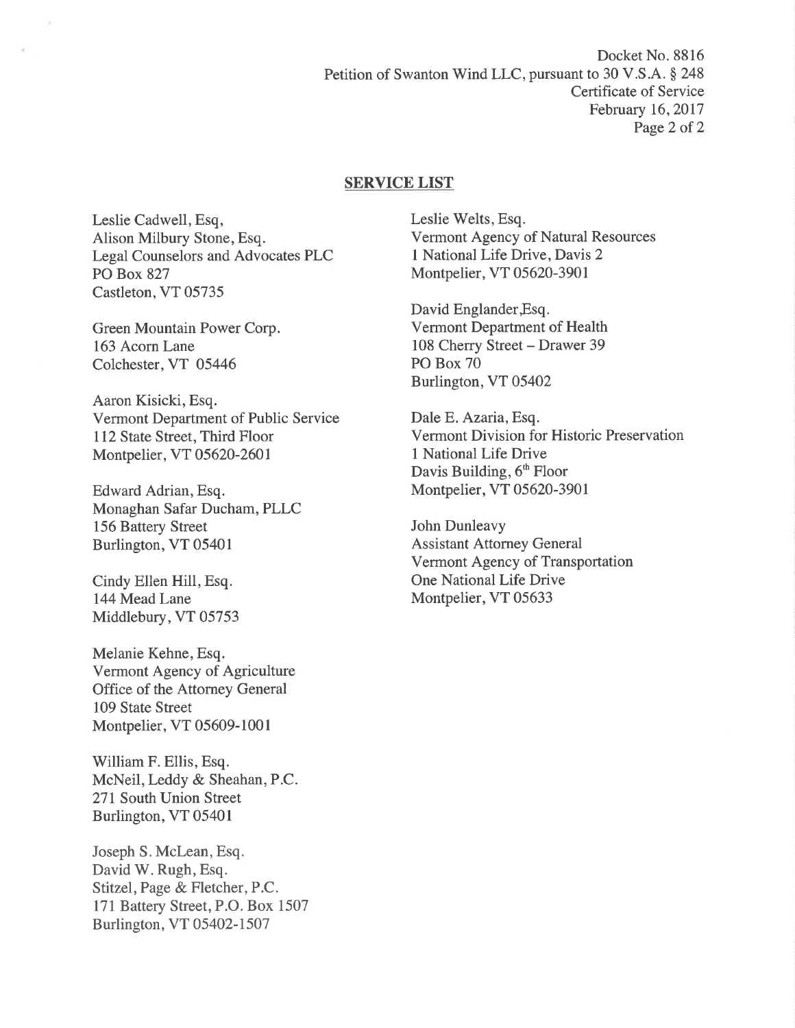Docket No. 8816
Petition of Swanton Wind LLC, pursuant to 30 V.S.A. § 248
Certificate of Service
February 16, 2017

**SERVICE LIST**

Leslie Cadwell, Esq,
Alison Milbury Stone, Esq.
Legal Counselors and Advocates PLC
PO Box 827
Castleton, VT 05735

Green Mountain Power Corp.
163 Acorn Lane
Colchester, VT 05446

Aaron Kisicki, Esq.
Vermont Department of Public Service
112 State Street, Third Floor
Montpelier, VT 05620-2601

Edward Adrian, Esq.
Monaghan Safar Ducham, PLLC
156 Battery Street
Burlington, VT 05401

Cindy Ellen Hill, Esq.
144 Mead Lane
Middlebury, VT 05753

Melanie Kehne, Esq.
Vermont Agency of Agriculture
Office of the Attorney General
109 State Street
Montpelier, VT 05609-1001

William F. Ellis, Esq.
McNeil, Leddy & Sheahan, P.C.
271 South Union Street
Burlington, VT 05401

Joseph S. McLean, Esq.
David W. Rugh, Esq.
Stitzel, Page & Fletcher, P.C.
171 Battery Street, P.O. Box 1507
Burlington, VT 05402-1507

Leslie Welts, Esq.
Vermont Agency of Natural Resources
1 National Life Drive, Davis 2
Montpelier, VT 05620-3901

David Englander,Esq.
Vermont Department of Health
108 Cherry Street – Drawer 39
PO Box 70
Burlington, VT 05402

Dale E. Azaria, Esq.
Vermont Division for Historic Preservation
1 National Life Drive
Davis Building, 6th Floor
Montpelier, VT 05620-3901

John Dunleavy
Assistant Attorney General
Vermont Agency of Transportation
One National Life Drive
Montpelier, VT 05633